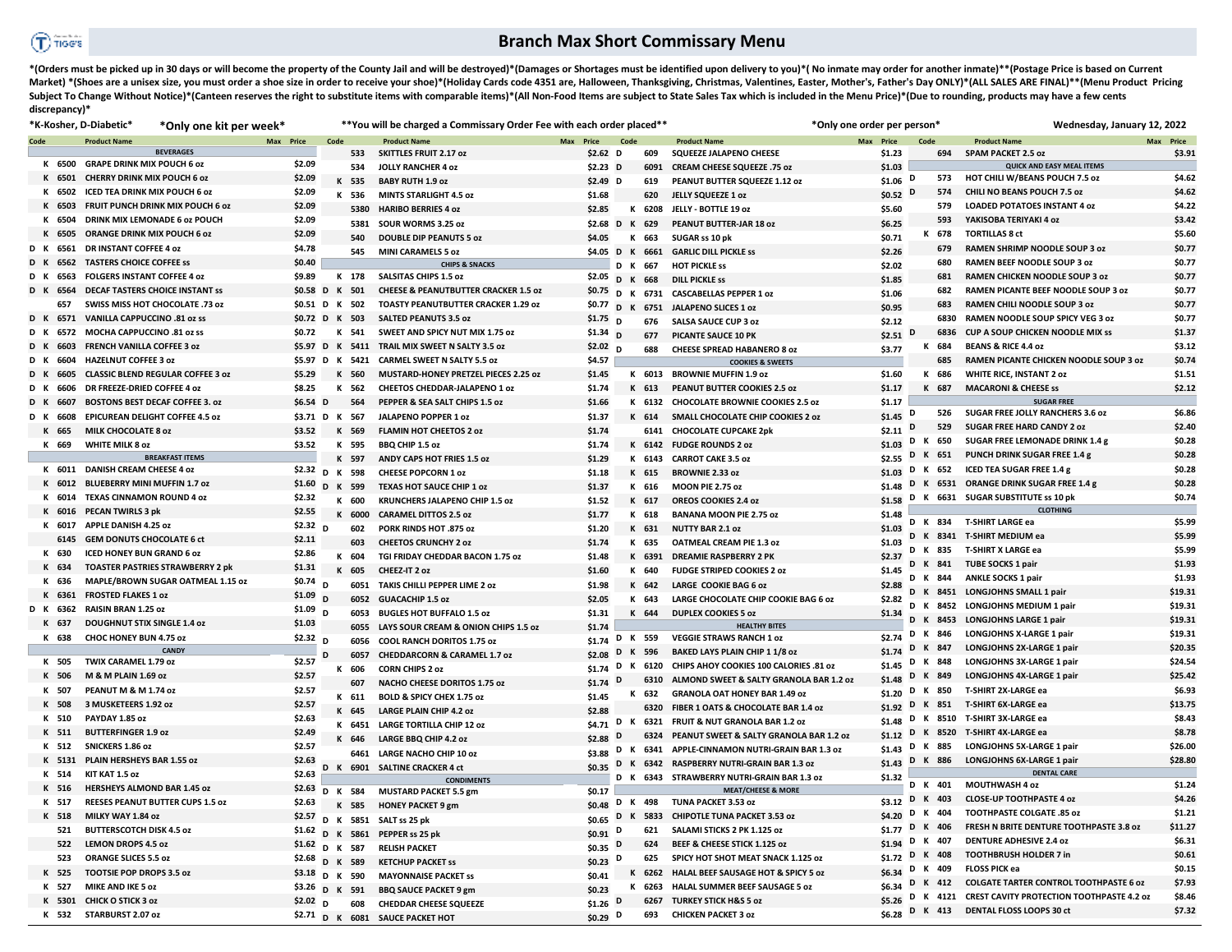# Branch Max Short Commissary Menu

*(Orders must be picked up in 30 days or will become the property of the County Jail and will be destroyed)*(Damages or Shortages must be identified upon delivery to you)*( No inmate may order for another inmate)**(Postage Price is based on Current Market) *(Shoes are a unisex size, you must order a shoe size in order to receive your shoe)*(Holiday Cards code 4351 are, Halloween, Thanksgiving, Christmas, Valentines, Easter, Mother's, Father's Day ONLY)*(ALL SALES ARE FINAL)**(Menu Product Pricing Subject To Change Without Notice)*(Canteen reserves the right to substitute items with comparable items)*(All Non-Food Items are subject to State Sales Tax which is included in the Menu Price)*(Due to rounding, products may have a few cents discrepancy)*

*K-Kosher, D-Diabetic* | *Only one kit per week* | **You will be charged a Commissary Order Fee with each order placed** | *Only one order per person* | Wednesday, January 12, 2022

| Code | | Product Name | Max | Price |
|---|---|---|---|---|
| | | **BEVERAGES** | | |
| K | 6500 | GRAPE DRINK MIX POUCH 6 oz | | $2.09 |
| K | 6501 | CHERRY DRINK MIX POUCH 6 oz | | $2.09 |
| K | 6502 | ICED TEA DRINK MIX POUCH 6 oz | | $2.09 |
| K | 6503 | FRUIT PUNCH DRINK MIX POUCH 6 oz | | $2.09 |
| K | 6504 | DRINK MIX LEMONADE 6 oz POUCH | | $2.09 |
| K | 6505 | ORANGE DRINK MIX POUCH 6 oz | | $2.09 |
| D K | 6561 | DR INSTANT COFFEE 4 oz | | $4.78 |
| D K | 6562 | TASTERS CHOICE COFFEE ss | | $0.40 |
| D K | 6563 | FOLGERS INSTANT COFFEE 4 oz | | $9.89 |
| D K | 6564 | DECAF TASTERS CHOICE INSTANT ss | | $0.58 |
| | 657 | SWISS MISS HOT CHOCOLATE .73 oz | | $0.51 |
| D K | 6571 | VANILLA CAPPUCCINO .81 oz ss | | $0.72 |
| D K | 6572 | MOCHA CAPPUCCINO .81 oz ss | | $0.72 |
| D K | 6603 | FRENCH VANILLA COFFEE 3 oz | | $5.97 |
| D K | 6604 | HAZELNUT COFFEE 3 oz | | $5.97 |
| D K | 6605 | CLASSIC BLEND REGULAR COFFEE 3 oz | | $5.29 |
| D K | 6606 | DR FREEZE-DRIED COFFEE 4 oz | | $8.25 |
| D K | 6607 | BOSTONS BEST DECAF COFFEE 3. oz | | $6.54 |
| D K | 6608 | EPICUREAN DELIGHT COFFEE 4.5 oz | | $3.71 |
| K | 665 | MILK CHOCOLATE 8 oz | | $3.52 |
| K | 669 | WHITE MILK 8 oz | | $3.52 |
| | | **BREAKFAST ITEMS** | | |
| K | 6011 | DANISH CREAM CHEESE 4 oz | | $2.32 |
| K | 6012 | BLUEBERRY MINI MUFFIN 1.7 oz | | $1.60 |
| K | 6014 | TEXAS CINNAMON ROUND 4 oz | | $2.32 |
| K | 6016 | PECAN TWIRLS 3 pk | | $2.55 |
| K | 6017 | APPLE DANISH 4.25 oz | | $2.32 |
| | 6145 | GEM DONUTS CHOCOLATE 6 ct | | $2.11 |
| K | 630 | ICED HONEY BUN GRAND 6 oz | | $2.86 |
| K | 634 | TOASTER PASTRIES STRAWBERRY 2 pk | | $1.31 |
| K | 636 | MAPLE/BROWN SUGAR OATMEAL 1.15 oz | | $0.74 |
| K | 6361 | FROSTED FLAKES 1 oz | | $1.09 |
| D K | 6362 | RAISIN BRAN 1.25 oz | | $1.09 |
| K | 637 | DOUGHNUT STIX SINGLE 1.4 oz | | $1.03 |
| K | 638 | CHOC HONEY BUN 4.75 oz | | $2.32 |
| | | **CANDY** | | |
| K | 505 | TWIX CARAMEL 1.79 oz | | $2.57 |
| K | 506 | M & M PLAIN 1.69 oz | | $2.57 |
| K | 507 | PEANUT M & M 1.74 oz | | $2.57 |
| K | 508 | 3 MUSKETEERS 1.92 oz | | $2.57 |
| K | 510 | PAYDAY 1.85 oz | | $2.63 |
| K | 511 | BUTTERFINGER 1.9 oz | | $2.49 |
| K | 512 | SNICKERS 1.86 oz | | $2.57 |
| K | 5131 | PLAIN HERSHEYS BAR 1.55 oz | | $2.63 |
| K | 514 | KIT KAT 1.5 oz | | $2.63 |
| K | 516 | HERSHEYS ALMOND BAR 1.45 oz | | $2.63 |
| K | 517 | REESES PEANUT BUTTER CUPS 1.5 oz | | $2.63 |
| K | 518 | MILKY WAY 1.84 oz | | $2.57 |
| | 521 | BUTTERSCOTCH DISK 4.5 oz | | $1.62 |
| | 522 | LEMON DROPS 4.5 oz | | $1.62 |
| | 523 | ORANGE SLICES 5.5 oz | | $2.68 |
| K | 525 | TOOTSIE POP DROPS 3.5 oz | | $3.18 |
| K | 527 | MIKE AND IKE 5 oz | | $3.26 |
| K | 5301 | CHICK O STICK 3 oz | | $2.02 |
| K | 532 | STARBURST 2.07 oz | | $2.71 |
| | 533 | SKITTLES FRUIT 2.17 oz | | $2.62 |
| | 534 | JOLLY RANCHER 4 oz | | $2.23 |
| K | 535 | BABY RUTH 1.9 oz | | $2.49 |
| K | 536 | MINTS STARLIGHT 4.5 oz | | $1.68 |
| | 5380 | HARIBO BERRIES 4 oz | | $2.85 |
| | 5381 | SOUR WORMS 3.25 oz | | $2.68 |
| | 540 | DOUBLE DIP PEANUTS 5 oz | | $4.05 |
| | 545 | MINI CARAMELS 5 oz | | $4.05 |
| | | **CHIPS & SNACKS** | | |
| K | 178 | SALSITAS CHIPS 1.5 oz | | $2.05 |
| D K | 501 | CHEESE & PEANUTBUTTER CRACKER 1.5 oz | | $0.75 |
| D K | 502 | TOASTY PEANUTBUTTER CRACKER 1.29 oz | | $0.77 |
| D K | 503 | SALTED PEANUTS 3.5 oz | | $1.75 |
| K | 541 | SWEET AND SPICY NUT MIX 1.75 oz | | $1.34 |
| D K | 5411 | TRAIL MIX SWEET N SALTY 3.5 oz | | $2.02 |
| D K | 5421 | CARMEL SWEET N SALTY 5.5 oz | | $4.57 |
| K | 560 | MUSTARD-HONEY PRETZEL PIECES 2.25 oz | | $1.45 |
| K | 562 | CHEETOS CHEDDAR-JALAPENO 1 oz | | $1.74 |
| D | 564 | PEPPER & SEA SALT CHIPS 1.5 oz | | $1.66 |
| D K | 567 | JALAPENO POPPER 1 oz | | $1.37 |
| K | 569 | FLAMIN HOT CHEETOS 2 oz | | $1.74 |
| K | 595 | BBQ CHIP 1.5 oz | | $1.74 |
| K | 597 | ANDY CAPS HOT FRIES 1.5 oz | | $1.29 |
| D K | 598 | CHEESE POPCORN 1 oz | | $1.18 |
| D K | 599 | TEXAS HOT SAUCE CHIP 1 oz | | $1.37 |
| K | 600 | KRUNCHERS JALAPENO CHIP 1.5 oz | | $1.52 |
| K | 6000 | CARAMEL DITTOS 2.5 oz | | $1.77 |
| D | 602 | PORK RINDS HOT .875 oz | | $1.20 |
| | 603 | CHEETOS CRUNCHY 2 oz | | $1.74 |
| K | 604 | TGI FRIDAY CHEDDAR BACON 1.75 oz | | $1.48 |
| K | 605 | CHEEZ-IT 2 oz | | $1.60 |
| D | 6051 | TAKIS CHILLI PEPPER LIME 2 oz | | $1.98 |
| D | 6052 | GUACACHIP 1.5 oz | | $2.05 |
| D | 6053 | BUGLES HOT BUFFALO 1.5 oz | | $1.31 |
| | 6055 | LAYS SOUR CREAM & ONION CHIPS 1.5 oz | | $1.74 |
| D | 6056 | COOL RANCH DORITOS 1.75 oz | | $1.74 |
| D | 6057 | CHEDDARCORN & CARAMEL 1.7 oz | | $2.08 |
| K | 606 | CORN CHIPS 2 oz | | $1.74 |
| | 607 | NACHO CHEESE DORITOS 1.75 oz | | $1.74 |
| K | 611 | BOLD & SPICY CHEX 1.75 oz | | $1.45 |
| K | 645 | LARGE PLAIN CHIP 4.2 oz | | $2.88 |
| K | 6451 | LARGE TORTILLA CHIP 12 oz | | $4.71 |
| K | 646 | LARGE BBQ CHIP 4.2 oz | | $2.88 |
| | 6461 | LARGE NACHO CHIP 10 oz | | $3.88 |
| D K | 6901 | SALTINE CRACKER 4 ct | | $0.35 |
| | | **CONDIMENTS** | | |
| D K | 584 | MUSTARD PACKET 5.5 gm | | $0.17 |
| K | 585 | HONEY PACKET 9 gm | | $0.48 |
| D K | 5851 | SALT ss 25 pk | | $0.65 |
| D K | 5861 | PEPPER ss 25 pk | | $0.91 |
| D K | 587 | RELISH PACKET | | $0.35 |
| D K | 589 | KETCHUP PACKET ss | | $0.23 |
| D K | 590 | MAYONNAISE PACKET ss | | $0.41 |
| D K | 591 | BBQ SAUCE PACKET 9 gm | | $0.23 |
| D | 608 | CHEDDAR CHEESE SQUEEZE | | $1.26 |
| D K | 6081 | SAUCE PACKET HOT | | $0.29 |
| D | 609 | SQUEEZE JALAPENO CHEESE | | $1.23 |
| D | 6091 | CREAM CHEESE SQUEEZE .75 oz | | $1.03 |
| D | 619 | PEANUT BUTTER SQUEEZE 1.12 oz | | $1.06 |
| | 620 | JELLY SQUEEZE 1 oz | | $0.52 |
| K | 6208 | JELLY - BOTTLE 19 oz | | $5.60 |
| D K | 629 | PEANUT BUTTER-JAR 18 oz | | $6.25 |
| K | 663 | SUGAR ss 10 pk | | $0.71 |
| D K | 6661 | GARLIC DILL PICKLE ss | | $2.26 |
| D K | 667 | HOT PICKLE ss | | $2.02 |
| D K | 668 | DILL PICKLE ss | | $1.85 |
| D K | 6731 | CASCABELLAS PEPPER 1 oz | | $1.06 |
| D K | 6751 | JALAPENO SLICES 1 oz | | $0.95 |
| D | 676 | SALSA SAUCE CUP 3 oz | | $2.12 |
| D | 677 | PICANTE SAUCE 10 PK | | $2.51 |
| D | 688 | CHEESE SPREAD HABANERO 8 oz | | $3.77 |
| | | **COOKIES & SWEETS** | | |
| K | 6013 | BROWNIE MUFFIN 1.9 oz | | $1.60 |
| K | 613 | PEANUT BUTTER COOKIES 2.5 oz | | $1.17 |
| K | 6132 | CHOCOLATE BROWNIE COOKIES 2.5 oz | | $1.17 |
| K | 614 | SMALL CHOCOLATE CHIP COOKIES 2 oz | | $1.45 |
| | 6141 | CHOCOLATE CUPCAKE 2pk | | $2.11 |
| K | 6142 | FUDGE ROUNDS 2 oz | | $1.03 |
| K | 6143 | CARROT CAKE 3.5 oz | | $2.55 |
| K | 615 | BROWNIE 2.33 oz | | $1.03 |
| K | 616 | MOON PIE 2.75 oz | | $1.48 |
| K | 617 | OREOS COOKIES 2.4 oz | | $1.58 |
| K | 618 | BANANA MOON PIE 2.75 oz | | $1.48 |
| K | 631 | NUTTY BAR 2.1 oz | | $1.03 |
| K | 635 | OATMEAL CREAM PIE 1.3 oz | | $1.03 |
| K | 6391 | DREAMIE RASPBERRY 2 PK | | $2.37 |
| K | 640 | FUDGE STRIPED COOKIES 2 oz | | $1.45 |
| K | 642 | LARGE COOKIE BAG 6 oz | | $2.88 |
| K | 643 | LARGE CHOCOLATE CHIP COOKIE BAG 6 oz | | $2.82 |
| K | 644 | DUPLEX COOKIES 5 oz | | $1.34 |
| | | **HEALTHY BITES** | | |
| D K | 559 | VEGGIE STRAWS RANCH 1 oz | | $2.74 |
| D K | 596 | BAKED LAYS PLAIN CHIP 1 1/8 oz | | $1.74 |
| D K | 6120 | CHIPS AHOY COOKIES 100 CALORIES .81 oz | | $1.45 |
| D | 6310 | ALMOND SWEET & SALTY GRANOLA BAR 1.2 oz | | $1.48 |
| K | 632 | GRANOLA OAT HONEY BAR 1.49 oz | | $1.20 |
| | 6320 | FIBER 1 OATS & CHOCOLATE BAR 1.4 oz | | $1.92 |
| D K | 6321 | FRUIT & NUT GRANOLA BAR 1.2 oz | | $1.48 |
| D | 6324 | PEANUT SWEET & SALTY GRANOLA BAR 1.2 oz | | $1.12 |
| D K | 6341 | APPLE-CINNAMON NUTRI-GRAIN BAR 1.3 oz | | $1.43 |
| D K | 6342 | RASPBERRY NUTRI-GRAIN BAR 1.3 oz | | $1.43 |
| D K | 6343 | STRAWBERRY NUTRI-GRAIN BAR 1.3 oz | | $1.32 |
| | | **MEAT/CHEESE & MORE** | | |
| D K | 498 | TUNA PACKET 3.53 oz | | $3.12 |
| D K | 5833 | CHIPOTLE TUNA PACKET 3.53 oz | | $4.20 |
| D | 621 | SALAMI STICKS 2 PK 1.125 oz | | $1.77 |
| D | 624 | BEEF & CHEESE STICK 1.125 oz | | $1.94 |
| D | 625 | SPICY HOT SHOT MEAT SNACK 1.125 oz | | $1.72 |
| K | 6262 | HALAL BEEF SAUSAGE HOT & SPICY 5 oz | | $6.34 |
| K | 6263 | HALAL SUMMER BEEF SAUSAGE 5 oz | | $6.34 |
| D | 6267 | TURKEY STICK H&S 5 oz | | $5.26 |
| D | 693 | CHICKEN PACKET 3 oz | | $6.28 |
| | 694 | SPAM PACKET 2.5 oz | | $3.91 |
| | | **QUICK AND EASY MEAL ITEMS** | | |
| D | 573 | HOT CHILI W/BEANS POUCH 7.5 oz | | $4.62 |
| D | 574 | CHILI NO BEANS POUCH 7.5 oz | | $4.62 |
| | 579 | LOADED POTATOES INSTANT 4 oz | | $4.22 |
| | 593 | YAKISOBA TERIYAKI 4 oz | | $3.42 |
| K | 678 | TORTILLAS 8 ct | | $5.60 |
| | 679 | RAMEN SHRIMP NOODLE SOUP 3 oz | | $0.77 |
| | 680 | RAMEN BEEF NOODLE SOUP 3 oz | | $0.77 |
| | 681 | RAMEN CHICKEN NOODLE SOUP 3 oz | | $0.77 |
| | 682 | RAMEN PICANTE BEEF NOODLE SOUP 3 oz | | $0.77 |
| | 683 | RAMEN CHILI NOODLE SOUP 3 oz | | $0.77 |
| | 6830 | RAMEN NOODLE SOUP SPICY VEG 3 oz | | $0.77 |
| D | 6836 | CUP A SOUP CHICKEN NOODLE MIX ss | | $1.37 |
| K | 684 | BEANS & RICE 4.4 oz | | $3.12 |
| | 685 | RAMEN PICANTE CHICKEN NOODLE SOUP 3 oz | | $0.74 |
| K | 686 | WHITE RICE, INSTANT 2 oz | | $1.51 |
| K | 687 | MACARONI & CHEESE ss | | $2.12 |
| | | **SUGAR FREE** | | |
| D | 526 | SUGAR FREE JOLLY RANCHERS 3.6 oz | | $6.86 |
| D | 529 | SUGAR FREE HARD CANDY 2 oz | | $2.40 |
| D K | 650 | SUGAR FREE LEMONADE DRINK 1.4 g | | $0.28 |
| D K | 651 | PUNCH DRINK SUGAR FREE 1.4 g | | $0.28 |
| D K | 652 | ICED TEA SUGAR FREE 1.4 g | | $0.28 |
| D K | 6531 | ORANGE DRINK SUGAR FREE 1.4 g | | $0.28 |
| D K | 6631 | SUGAR SUBSTITUTE ss 10 pk | | $0.74 |
| | | **CLOTHING** | | |
| D K | 834 | T-SHIRT LARGE ea | | $5.99 |
| D K | 8341 | T-SHIRT MEDIUM ea | | $5.99 |
| D K | 835 | T-SHIRT X LARGE ea | | $5.99 |
| D K | 841 | TUBE SOCKS 1 pair | | $1.93 |
| D K | 844 | ANKLE SOCKS 1 pair | | $1.93 |
| D K | 8451 | LONGJOHNS SMALL 1 pair | | $19.31 |
| D K | 8452 | LONGJOHNS MEDIUM 1 pair | | $19.31 |
| D K | 8453 | LONGJOHNS LARGE 1 pair | | $19.31 |
| D K | 846 | LONGJOHNS X-LARGE 1 pair | | $19.31 |
| D K | 847 | LONGJOHNS 2X-LARGE 1 pair | | $20.35 |
| D K | 848 | LONGJOHNS 3X-LARGE 1 pair | | $24.54 |
| D K | 849 | LONGJOHNS 4X-LARGE 1 pair | | $25.42 |
| D K | 850 | T-SHIRT 2X-LARGE ea | | $6.93 |
| D K | 851 | T-SHIRT 6X-LARGE ea | | $13.75 |
| D K | 8510 | T-SHIRT 3X-LARGE ea | | $8.43 |
| D K | 8520 | T-SHIRT 4X-LARGE ea | | $8.78 |
| D K | 885 | LONGJOHNS 5X-LARGE 1 pair | | $26.00 |
| D K | 886 | LONGJOHNS 6X-LARGE 1 pair | | $28.80 |
| | | **DENTAL CARE** | | |
| D K | 401 | MOUTHWASH 4 oz | | $1.24 |
| D K | 403 | CLOSE-UP TOOTHPASTE 4 oz | | $4.26 |
| D K | 404 | TOOTHPASTE COLGATE .85 oz | | $1.21 |
| D K | 406 | FRESH N BRITE DENTURE TOOTHPASTE 3.8 oz | | $11.27 |
| D K | 407 | DENTURE ADHESIVE 2.4 oz | | $6.31 |
| D K | 408 | TOOTHBRUSH HOLDER 7 in | | $0.61 |
| D K | 409 | FLOSS PICK ea | | $0.15 |
| D K | 412 | COLGATE TARTER CONTROL TOOTHPASTE 6 oz | | $7.93 |
| D K | 4121 | CREST CAVITY PROTECTION TOOTHPASTE 4.2 oz | | $8.46 |
| D K | 413 | DENTAL FLOSS LOOPS 30 ct | | $7.32 |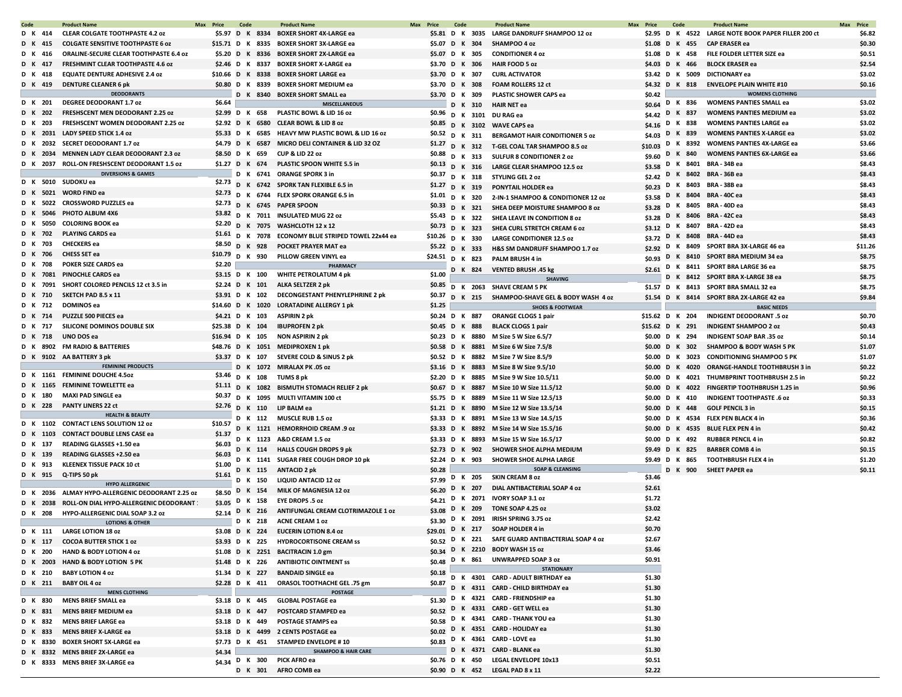| Code | | | Product Name | Max | Price |
|---|---|---|---|---|---|
| D | K | 414 | CLEAR COLGATE TOOTHPASTE 4.2 oz | | $5.97 |
| D | K | 415 | COLGATE SENSITIVE TOOTHPASTE 6 oz | | $15.71 |
| D | K | 416 | ORALINE-SECURE CLEAR TOOTHPASTE 6.4 oz | | $5.20 |
| D | K | 417 | FRESHMINT CLEAR TOOTHPASTE 4.6 oz | | $2.46 |
| D | K | 418 | EQUATE DENTURE ADHESIVE 2.4 oz | | $10.66 |
| D | K | 419 | DENTURE CLEANER 6 pk | | $0.80 |
| | | | **DEODORANTS** | | |
| D | K | 201 | DEGREE DEODORANT 1.7 oz | | $6.64 |
| D | K | 202 | FRESHSCENT MEN DEODORANT 2.25 oz | | $2.99 |
| D | K | 203 | FRESHSCENT WOMEN DEODORANT 2.25 oz | | $2.92 |
| D | K | 2031 | LADY SPEED STICK 1.4 oz | | $5.33 |
| D | K | 2032 | SECRET DEODORANT 1.7 oz | | $4.79 |
| D | K | 2034 | MENNEN LADY CLEAR DEODORANT 2.3 oz | | $8.50 |
| D | K | 2037 | ROLL-ON FRESHSCENT DEODORANT 1.5 oz | | $1.27 |
| | | | **DIVERSIONS & GAMES** | | |
| D | K | 5010 | SUDOKU ea | | $2.73 |
| D | K | 5021 | WORD FIND ea | | $2.73 |
| D | K | 5022 | CROSSWORD PUZZLES ea | | $2.73 |
| D | K | 5046 | PHOTO ALBUM 4X6 | | $3.82 |
| D | K | 5050 | COLORING BOOK ea | | $2.20 |
| D | K | 702 | PLAYING CARDS ea | | $1.61 |
| D | K | 703 | CHECKERS ea | | $8.50 |
| D | K | 706 | CHESS SET ea | | $10.79 |
| D | K | 708 | POKER SIZE CARDS ea | | $2.20 |
| D | K | 7081 | PINOCHLE CARDS ea | | $3.15 |
| D | K | 7091 | SHORT COLORED PENCILS 12 ct 3.5 in | | $2.24 |
| D | K | 710 | SKETCH PAD 8.5 x 11 | | $3.91 |
| D | K | 712 | DOMINOS ea | | $14.60 |
| D | K | 714 | PUZZLE 500 PIECES ea | | $4.21 |
| D | K | 717 | SILICONE DOMINOS DOUBLE SIX | | $25.38 |
| D | K | 718 | UNO DOS ea | | $16.94 |
| D | K | 8902 | FM RADIO & BATTERIES | | $48.76 |
| D | K | 9102 | AA BATTERY 3 pk | | $3.37 |
| | | | **FEMININE PRODUCTS** | | |
| D | K | 1161 | FEMININE DOUCHE 4.5oz | | $3.46 |
| D | K | 1165 | FEMININE TOWELETTE ea | | $1.11 |
| D | K | 180 | MAXI PAD SINGLE ea | | $0.37 |
| D | K | 228 | PANTY LINERS 22 ct | | $2.76 |
| | | | **HEALTH & BEAUTY** | | |
| D | K | 1102 | CONTACT LENS SOLUTION 12 oz | | $10.57 |
| D | K | 1103 | CONTACT DOUBLE LENS CASE ea | | $1.37 |
| D | K | 137 | READING GLASSES +1.50 ea | | $6.03 |
| D | K | 139 | READING GLASSES +2.50 ea | | $6.03 |
| D | K | 913 | KLEENEX TISSUE PACK 10 ct | | $1.00 |
| D | K | 915 | Q-TIPS 50 pk | | $1.61 |
| | | | **HYPO ALLERGENIC** | | |
| D | K | 2036 | ALMAY HYPO-ALLERGENIC DEODORANT 2.25 oz | | $8.50 |
| D | K | 2038 | ROLL-ON DIAL HYPO-ALLERGENIC DEODORANT | | $3.05 |
| D | K | 208 | HYPO-ALLERGENIC DIAL SOAP 3.2 oz | | $2.14 |
| | | | **LOTIONS & OTHER** | | |
| D | K | 111 | LARGE LOTION 18 oz | | $3.08 |
| D | K | 117 | COCOA BUTTER STICK 1 oz | | $3.93 |
| D | K | 200 | HAND & BODY LOTION 4 oz | | $1.08 |
| D | K | 2003 | HAND & BODY LOTION 5 PK | | $1.48 |
| D | K | 210 | BABY LOTION 4 oz | | $1.34 |
| D | K | 211 | BABY OIL 4 oz | | $2.28 |
| | | | **MENS CLOTHING** | | |
| D | K | 830 | MENS BRIEF SMALL ea | | $3.18 |
| D | K | 831 | MENS BRIEF MEDIUM ea | | $3.18 |
| D | K | 832 | MENS BRIEF LARGE ea | | $3.18 |
| D | K | 833 | MENS BRIEF X-LARGE ea | | $3.18 |
| D | K | 8330 | BOXER SHORT 5X-LARGE ea | | $7.73 |
| D | K | 8332 | MENS BRIEF 2X-LARGE ea | | $4.34 |
| D | K | 8333 | MENS BRIEF 3X-LARGE ea | | $4.34 |
| D | K | 8334 | BOXER SHORT 4X-LARGE ea | | $5.81 |
| D | K | 8335 | BOXER SHORT 3X-LARGE ea | | $5.07 |
| D | K | 8336 | BOXER SHORT 2X-LARGE ea | | $5.07 |
| D | K | 8337 | BOXER SHORT X-LARGE ea | | $3.70 |
| D | K | 8338 | BOXER SHORT LARGE ea | | $3.70 |
| D | K | 8339 | BOXER SHORT MEDIUM ea | | $3.70 |
| D | K | 8340 | BOXER SHORT SMALL ea | | $3.70 |
| | | | **MISCELLANEOUS** | | |
| D | K | 658 | PLASTIC BOWL & LID 16 oz | | $0.96 |
| D | K | 6580 | CLEAR BOWL & LID 8 oz | | $0.85 |
| D | K | 6585 | HEAVY MW PLASTIC BOWL & LID 16 oz | | $0.52 |
| D | K | 6587 | MICRO DELI CONTAINER & LID 32 OZ | | $1.27 |
| D | K | 659 | CUP & LID 22 oz | | $0.88 |
| D | K | 674 | PLASTIC SPOON WHITE 5.5 in | | $0.13 |
| D | K | 6741 | ORANGE SPORK 3 in | | $0.37 |
| D | K | 6742 | SPORK TAN FLEXIBLE 6.5 in | | $1.27 |
| D | K | 6744 | FLEX SPORK ORANGE 6.5 in | | $1.01 |
| D | K | 6745 | PAPER SPOON | | $0.33 |
| D | K | 7011 | INSULATED MUG 22 oz | | $5.43 |
| D | K | 7075 | WASHCLOTH 12 x 12 | | $0.73 |
| D | K | 7078 | ECONOMY BLUE STRIPED TOWEL 22x44 ea | | $10.26 |
| D | K | 928 | POCKET PRAYER MAT ea | | $5.22 |
| D | K | 930 | PILLOW GREEN VINYL ea | | $24.51 |
| | | | **PHARMACY** | | |
| D | K | 100 | WHITE PETROLATUM 4 pk | | $1.00 |
| D | K | 101 | ALKA SELTZER 2 pk | | $0.85 |
| D | K | 102 | DECONGESTANT PHENYLEPHRINE 2 pk | | $0.37 |
| D | K | 1020 | LORATADINE ALLERGY 1 pk | | $1.25 |
| D | K | 103 | ASPIRIN 2 pk | | $0.24 |
| D | K | 104 | IBUPROFEN 2 pk | | $0.45 |
| D | K | 105 | NON ASPIRIN 2 pk | | $0.23 |
| D | K | 1051 | MEDIPROXEN 1 pk | | $0.58 |
| D | K | 107 | SEVERE COLD & SINUS 2 pk | | $0.52 |
| D | K | 1072 | MIRALAX PK .05 oz | | $3.16 |
| D | K | 108 | TUMS 8 pk | | $2.20 |
| D | K | 1082 | BISMUTH STOMACH RELIEF 2 pk | | $0.67 |
| D | K | 1095 | MULTI VITAMIN 100 ct | | $5.75 |
| D | K | 110 | LIP BALM ea | | $1.21 |
| D | K | 112 | MUSCLE RUB 1.5 oz | | $3.33 |
| D | K | 1121 | HEMORRHOID CREAM .9 oz | | $3.33 |
| D | K | 1123 | A&D CREAM 1.5 oz | | $3.33 |
| D | K | 114 | HALLS COUGH DROPS 9 pk | | $2.73 |
| D | K | 1141 | SUGAR FREE COUGH DROP 10 pk | | $2.24 |
| D | K | 115 | ANTACID 2 pk | | $0.28 |
| D | K | 150 | LIQUID ANTACID 12 oz | | $7.99 |
| D | K | 154 | MILK OF MAGNESIA 12 oz | | $6.20 |
| D | K | 158 | EYE DROPS .5 oz | | $4.21 |
| D | K | 216 | ANTIFUNGAL CREAM CLOTRIMAZOLE 1 oz | | $3.08 |
| D | K | 218 | ACNE CREAM 1 oz | | $3.30 |
| D | K | 224 | EUCERIN LOTION 8.4 oz | | $29.01 |
| D | K | 225 | HYDROCORTISONE CREAM ss | | $0.52 |
| D | K | 2251 | BACITRACIN 1.0 gm | | $0.34 |
| D | K | 226 | ANTIBIOTIC OINTMENT ss | | $0.48 |
| D | K | 227 | BANDAID SINGLE ea | | $0.18 |
| D | K | 411 | ORASOL TOOTHACHE GEL .75 gm | | $0.87 |
| | | | **POSTAGE** | | |
| D | K | 445 | GLOBAL POSTAGE ea | | $1.30 |
| D | K | 447 | POSTCARD STAMPED ea | | $0.52 |
| D | K | 449 | POSTAGE STAMPS ea | | $0.58 |
| D | K | 4499 | 2 CENTS POSTAGE ea | | $0.02 |
| D | K | 451 | STAMPED ENVELOPE # 10 | | $0.83 |
| | | | **SHAMPOO & HAIR CARE** | | |
| D | K | 300 | PICK AFRO ea | | $0.76 |
| D | K | 301 | AFRO COMB ea | | $0.90 |
| D | K | 3035 | LARGE DANDRUFF SHAMPOO 12 oz | | $2.95 |
| D | K | 304 | SHAMPOO 4 oz | | $1.08 |
| D | K | 305 | CONDITIONER 4 oz | | $1.08 |
| D | K | 306 | HAIR FOOD 5 oz | | $4.03 |
| D | K | 307 | CURL ACTIVATOR | | $3.42 |
| D | K | 308 | FOAM ROLLERS 12 ct | | $4.32 |
| D | K | 309 | PLASTIC SHOWER CAPS ea | | $0.42 |
| D | K | 310 | HAIR NET ea | | $0.64 |
| D | K | 3101 | DU RAG ea | | $4.42 |
| D | K | 3102 | WAVE CAPS ea | | $4.16 |
| D | K | 311 | BERGAMOT HAIR CONDITIONER 5 oz | | $4.03 |
| D | K | 312 | T-GEL COAL TAR SHAMPOO 8.5 oz | | $10.03 |
| D | K | 313 | SULFUR 8 CONDITIONER 2 oz | | $9.60 |
| D | K | 316 | LARGE CLEAR SHAMPOO 12.5 oz | | $3.58 |
| D | K | 318 | STYLING GEL 2 oz | | $2.42 |
| D | K | 319 | PONYTAIL HOLDER ea | | $0.23 |
| D | K | 320 | 2-IN-1 SHAMPOO & CONDITIONER 12 oz | | $3.58 |
| D | K | 321 | SHEA DEEP MOISTURE SHAMPOO 8 oz | | $3.28 |
| D | K | 322 | SHEA LEAVE IN CONDITION 8 oz | | $3.28 |
| D | K | 323 | SHEA CURL STRETCH CREAM 6 oz | | $3.12 |
| D | K | 330 | LARGE CONDITIONER 12.5 oz | | $3.72 |
| D | K | 333 | H&S SM DANDRUFF SHAMPOO 1.7 oz | | $2.92 |
| D | K | 823 | PALM BRUSH 4 in | | $0.93 |
| D | K | 824 | VENTED BRUSH .45 kg | | $2.61 |
| | | | **SHAVING** | | |
| D | K | 2063 | SHAVE CREAM 5 PK | | $1.57 |
| D | K | 215 | SHAMPOO-SHAVE GEL & BODY WASH 4 oz | | $1.54 |
| | | | **SHOES & FOOTWEAR** | | |
| D | K | 887 | ORANGE CLOGS 1 pair | | $15.62 |
| D | K | 888 | BLACK CLOGS 1 pair | | $15.62 |
| D | K | 8880 | M Size 5 W Size 6.5/7 | | $0.00 |
| D | K | 8881 | M Size 6 W Size 7.5/8 | | $0.00 |
| D | K | 8882 | M Size 7 W Size 8.5/9 | | $0.00 |
| D | K | 8883 | M Size 8 W Size 9.5/10 | | $0.00 |
| D | K | 8885 | M Size 9 W Size 10.5/11 | | $0.00 |
| D | K | 8887 | M Size 10 W Size 11.5/12 | | $0.00 |
| D | K | 8889 | M Size 11 W Size 12.5/13 | | $0.00 |
| D | K | 8890 | M Size 12 W Size 13.5/14 | | $0.00 |
| D | K | 8891 | M Size 13 W Size 14.5/15 | | $0.00 |
| D | K | 8892 | M Size 14 W Size 15.5/16 | | $0.00 |
| D | K | 8893 | M Size 15 W Size 16.5/17 | | $0.00 |
| D | K | 902 | SHOWER SHOE ALPHA MEDIUM | | $9.49 |
| D | K | 903 | SHOWER SHOE ALPHA LARGE | | $9.49 |
| | | | **SOAP & CLEANSING** | | |
| D | K | 205 | SKIN CREAM 8 oz | | $3.46 |
| D | K | 207 | DIAL ANTIBACTERIAL SOAP 4 oz | | $2.61 |
| D | K | 2071 | IVORY SOAP 3.1 oz | | $1.72 |
| D | K | 209 | TONE SOAP 4.25 oz | | $3.02 |
| D | K | 2091 | IRISH SPRING 3.75 oz | | $2.42 |
| D | K | 217 | SOAP HOLDER 4 in | | $0.70 |
| D | K | 221 | SAFE GUARD ANTIBACTERIAL SOAP 4 oz | | $2.67 |
| D | K | 2210 | BODY WASH 15 oz | | $3.46 |
| D | K | 861 | UNWRAPPED SOAP 3 oz | | $0.91 |
| | | | **STATIONARY** | | |
| D | K | 4301 | CARD - ADULT BIRTHDAY ea | | $1.30 |
| D | K | 4311 | CARD - CHILD BIRTHDAY ea | | $1.30 |
| D | K | 4321 | CARD - FRIENDSHIP ea | | $1.30 |
| D | K | 4331 | CARD - GET WELL ea | | $1.30 |
| D | K | 4341 | CARD - THANK YOU ea | | $1.30 |
| D | K | 4351 | CARD - HOLIDAY ea | | $1.30 |
| D | K | 4361 | CARD - LOVE ea | | $1.30 |
| D | K | 4371 | CARD - BLANK ea | | $1.30 |
| D | K | 450 | LEGAL ENVELOPE 10x13 | | $0.51 |
| D | K | 452 | LEGAL PAD 8 x 11 | | $2.22 |
| D | K | 4522 | LARGE NOTE BOOK PAPER FILLER 200 ct | | $6.82 |
| D | K | 455 | CAP ERASER ea | | $0.30 |
| D | K | 458 | FILE FOLDER LETTER SIZE ea | | $0.51 |
| D | K | 466 | BLOCK ERASER ea | | $2.54 |
| D | K | 5009 | DICTIONARY ea | | $3.02 |
| D | K | 818 | ENVELOPE PLAIN WHITE #10 | | $0.16 |
| | | | **WOMENS CLOTHING** | | |
| D | K | 836 | WOMENS PANTIES SMALL ea | | $3.02 |
| D | K | 837 | WOMENS PANTIES MEDIUM ea | | $3.02 |
| D | K | 838 | WOMENS PANTIES LARGE ea | | $3.02 |
| D | K | 839 | WOMENS PANTIES X-LARGE ea | | $3.02 |
| D | K | 8392 | WOMENS PANTIES 4X-LARGE ea | | $3.66 |
| D | K | 840 | WOMENS PANTIES 6X-LARGE ea | | $3.66 |
| D | K | 8401 | BRA - 34B ea | | $8.43 |
| D | K | 8402 | BRA - 36B ea | | $8.43 |
| D | K | 8403 | BRA - 38B ea | | $8.43 |
| D | K | 8404 | BRA - 40C ea | | $8.43 |
| D | K | 8405 | BRA - 40D ea | | $8.43 |
| D | K | 8406 | BRA - 42C ea | | $8.43 |
| D | K | 8407 | BRA - 42D ea | | $8.43 |
| D | K | 8408 | BRA - 44D ea | | $8.43 |
| D | K | 8409 | SPORT BRA 3X-LARGE 46 ea | | $11.26 |
| D | K | 8410 | SPORT BRA MEDIUM 34 ea | | $8.75 |
| D | K | 8411 | SPORT BRA LARGE 36 ea | | $8.75 |
| D | K | 8412 | SPORT BRA X-LARGE 38 ea | | $8.75 |
| D | K | 8413 | SPORT BRA SMALL 32 ea | | $8.75 |
| D | K | 8414 | SPORT BRA 2X-LARGE 42 ea | | $9.84 |
| | | | **BASIC NEEDS** | | |
| D | K | 204 | INDIGENT DEODORANT .5 oz | | $0.70 |
| D | K | 291 | INDIGENT SHAMPOO 2 oz | | $0.43 |
| D | K | 294 | INDIGENT SOAP BAR .35 oz | | $0.14 |
| D | K | 302 | SHAMPOO & BODY WASH 5 PK | | $1.07 |
| D | K | 3023 | CONDITIONING SHAMPOO 5 PK | | $1.07 |
| D | K | 4020 | ORANGE-HANDLE TOOTHBRUSH 3 in | | $0.22 |
| D | K | 4021 | THUMBPRINT TOOTHBRUSH 2.5 in | | $0.22 |
| D | K | 4022 | FINGERTIP TOOTHBRUSH 1.25 in | | $0.96 |
| D | K | 410 | INDIGENT TOOTHPASTE .6 oz | | $0.33 |
| D | K | 448 | GOLF PENCIL 3 in | | $0.15 |
| D | K | 4534 | FLEX PEN BLACK 4 in | | $0.36 |
| D | K | 4535 | BLUE FLEX PEN 4 in | | $0.42 |
| D | K | 492 | RUBBER PENCIL 4 in | | $0.82 |
| D | K | 825 | BARBER COMB 4 in | | $0.15 |
| D | K | 865 | TOOTHBRUSH FLEX 4 in | | $1.20 |
| D | K | 900 | SHEET PAPER ea | | $0.11 |